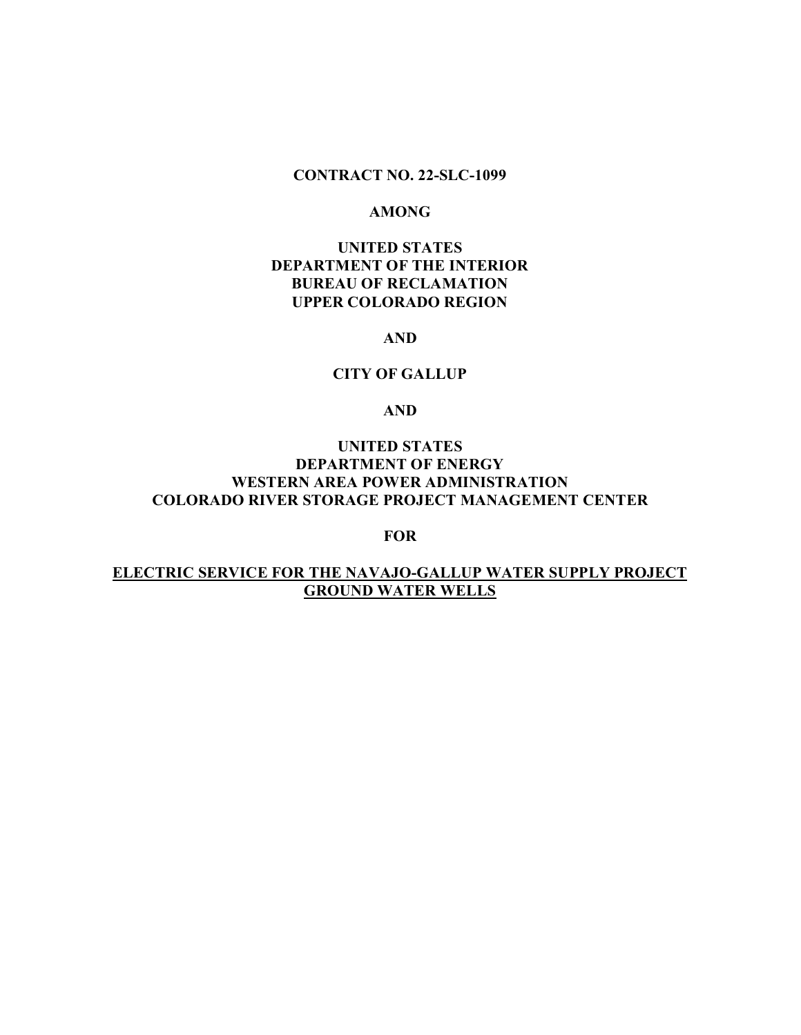**CONTRACT NO. 22-SLC-1099**

**AMONG**

**UNITED STATES**
**DEPARTMENT OF THE INTERIOR**
**BUREAU OF RECLAMATION**
**UPPER COLORADO REGION**

**AND**

**CITY OF GALLUP**

**AND**

**UNITED STATES**
**DEPARTMENT OF ENERGY**
**WESTERN AREA POWER ADMINISTRATION**
**COLORADO RIVER STORAGE PROJECT MANAGEMENT CENTER**

**FOR**

**ELECTRIC SERVICE FOR THE NAVAJO-GALLUP WATER SUPPLY PROJECT GROUND WATER WELLS**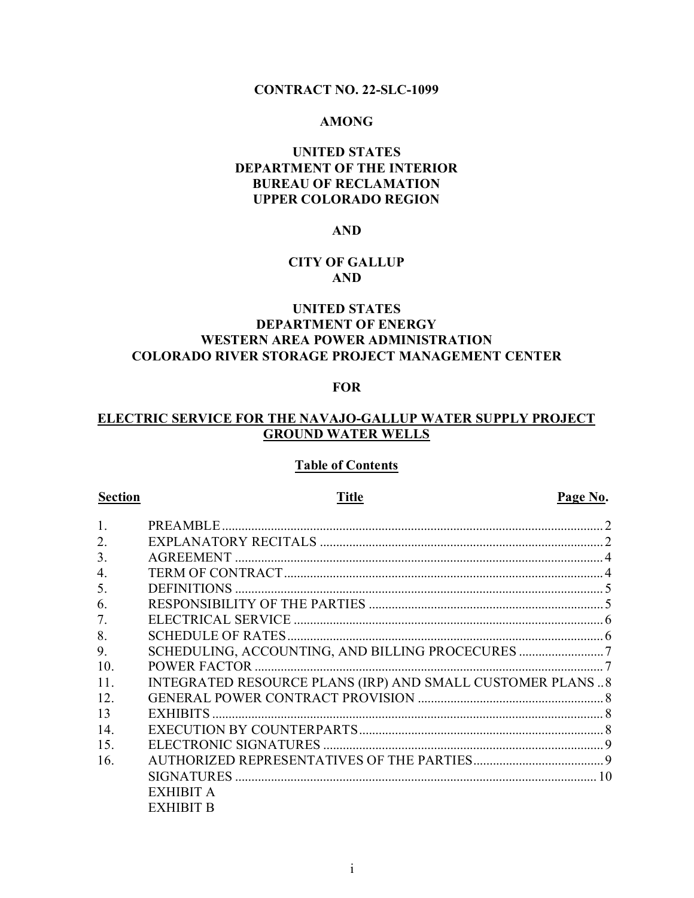**CONTRACT NO. 22-SLC-1099**

**AMONG**

**UNITED STATES**
**DEPARTMENT OF THE INTERIOR**
**BUREAU OF RECLAMATION**
**UPPER COLORADO REGION**

**AND**

**CITY OF GALLUP**
**AND**

**UNITED STATES**
**DEPARTMENT OF ENERGY**
**WESTERN AREA POWER ADMINISTRATION**
**COLORADO RIVER STORAGE PROJECT MANAGEMENT CENTER**

**FOR**

**ELECTRIC SERVICE FOR THE NAVAJO-GALLUP WATER SUPPLY PROJECT GROUND WATER WELLS**

**Table of Contents**

| Section | Title | Page No. |
|---|---|---|
| 1. | PREAMBLE | 2 |
| 2. | EXPLANATORY RECITALS | 2 |
| 3. | AGREEMENT | 4 |
| 4. | TERM OF CONTRACT | 4 |
| 5. | DEFINITIONS | 5 |
| 6. | RESPONSIBILITY OF THE PARTIES | 5 |
| 7. | ELECTRICAL SERVICE | 6 |
| 8. | SCHEDULE OF RATES | 6 |
| 9. | SCHEDULING, ACCOUNTING, AND BILLING PROCECURES | 7 |
| 10. | POWER FACTOR | 7 |
| 11. | INTEGRATED RESOURCE PLANS (IRP) AND SMALL CUSTOMER PLANS | 8 |
| 12. | GENERAL POWER CONTRACT PROVISION | 8 |
| 13 | EXHIBITS | 8 |
| 14. | EXECUTION BY COUNTERPARTS | 8 |
| 15. | ELECTRONIC SIGNATURES | 9 |
| 16. | AUTHORIZED REPRESENTATIVES OF THE PARTIES | 9 |
| | SIGNATURES | 10 |
| | EXHIBIT A | |
| | EXHIBIT B | |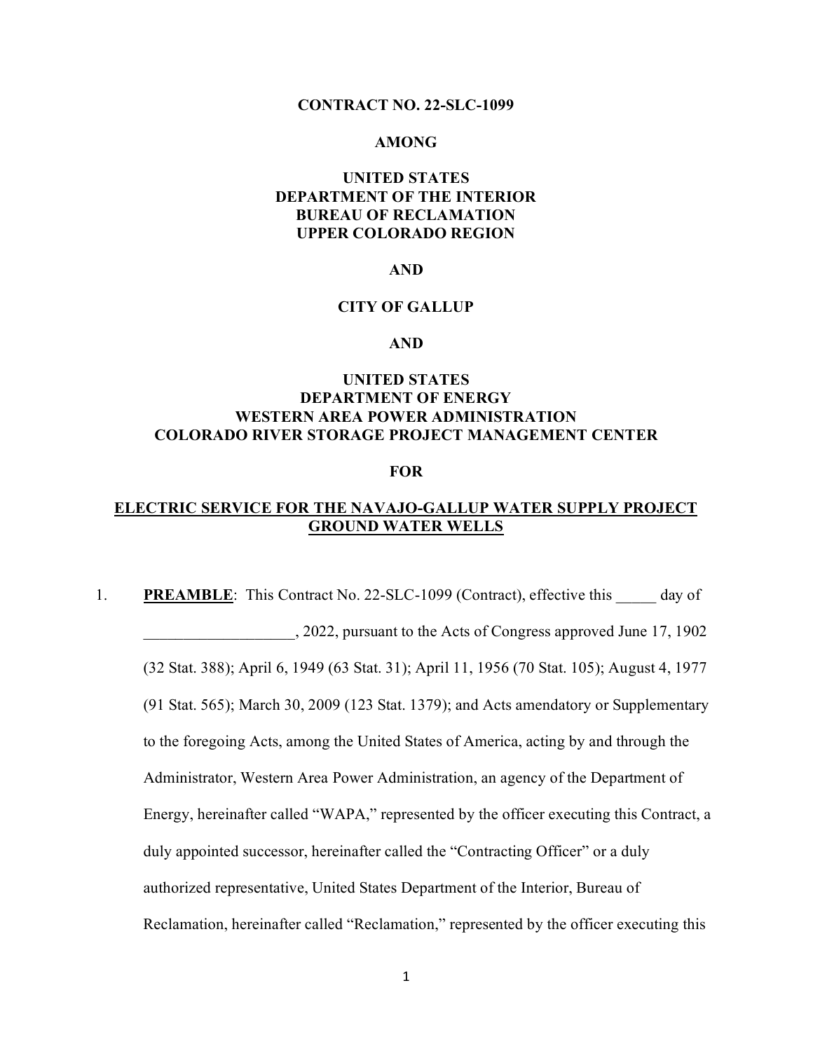**CONTRACT NO. 22-SLC-1099**

**AMONG**

**UNITED STATES**
**DEPARTMENT OF THE INTERIOR**
**BUREAU OF RECLAMATION**
**UPPER COLORADO REGION**

**AND**

**CITY OF GALLUP**

**AND**

**UNITED STATES**
**DEPARTMENT OF ENERGY**
**WESTERN AREA POWER ADMINISTRATION**
**COLORADO RIVER STORAGE PROJECT MANAGEMENT CENTER**

**FOR**

**ELECTRIC SERVICE FOR THE NAVAJO-GALLUP WATER SUPPLY PROJECT GROUND WATER WELLS**

1. **PREAMBLE**: This Contract No. 22-SLC-1099 (Contract), effective this _____ day of ___________________, 2022, pursuant to the Acts of Congress approved June 17, 1902 (32 Stat. 388); April 6, 1949 (63 Stat. 31); April 11, 1956 (70 Stat. 105); August 4, 1977 (91 Stat. 565); March 30, 2009 (123 Stat. 1379); and Acts amendatory or Supplementary to the foregoing Acts, among the United States of America, acting by and through the Administrator, Western Area Power Administration, an agency of the Department of Energy, hereinafter called "WAPA," represented by the officer executing this Contract, a duly appointed successor, hereinafter called the "Contracting Officer" or a duly authorized representative, United States Department of the Interior, Bureau of Reclamation, hereinafter called "Reclamation," represented by the officer executing this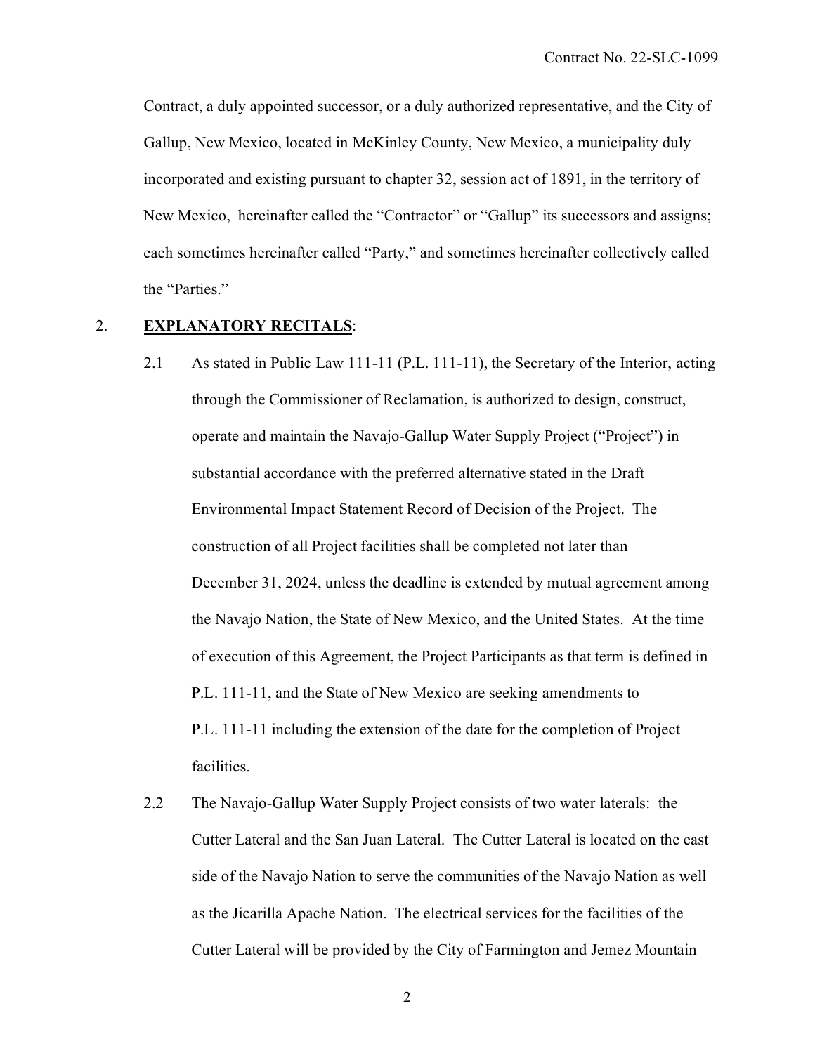Contract, a duly appointed successor, or a duly authorized representative, and the City of Gallup, New Mexico, located in McKinley County, New Mexico, a municipality duly incorporated and existing pursuant to chapter 32, session act of 1891, in the territory of New Mexico, hereinafter called the "Contractor" or "Gallup" its successors and assigns; each sometimes hereinafter called "Party," and sometimes hereinafter collectively called the "Parties."

2. **EXPLANATORY RECITALS**:

2.1 As stated in Public Law 111-11 (P.L. 111-11), the Secretary of the Interior, acting through the Commissioner of Reclamation, is authorized to design, construct, operate and maintain the Navajo-Gallup Water Supply Project ("Project") in substantial accordance with the preferred alternative stated in the Draft Environmental Impact Statement Record of Decision of the Project. The construction of all Project facilities shall be completed not later than December 31, 2024, unless the deadline is extended by mutual agreement among the Navajo Nation, the State of New Mexico, and the United States. At the time of execution of this Agreement, the Project Participants as that term is defined in P.L. 111-11, and the State of New Mexico are seeking amendments to P.L. 111-11 including the extension of the date for the completion of Project facilities.

2.2 The Navajo-Gallup Water Supply Project consists of two water laterals: the Cutter Lateral and the San Juan Lateral. The Cutter Lateral is located on the east side of the Navajo Nation to serve the communities of the Navajo Nation as well as the Jicarilla Apache Nation. The electrical services for the facilities of the Cutter Lateral will be provided by the City of Farmington and Jemez Mountain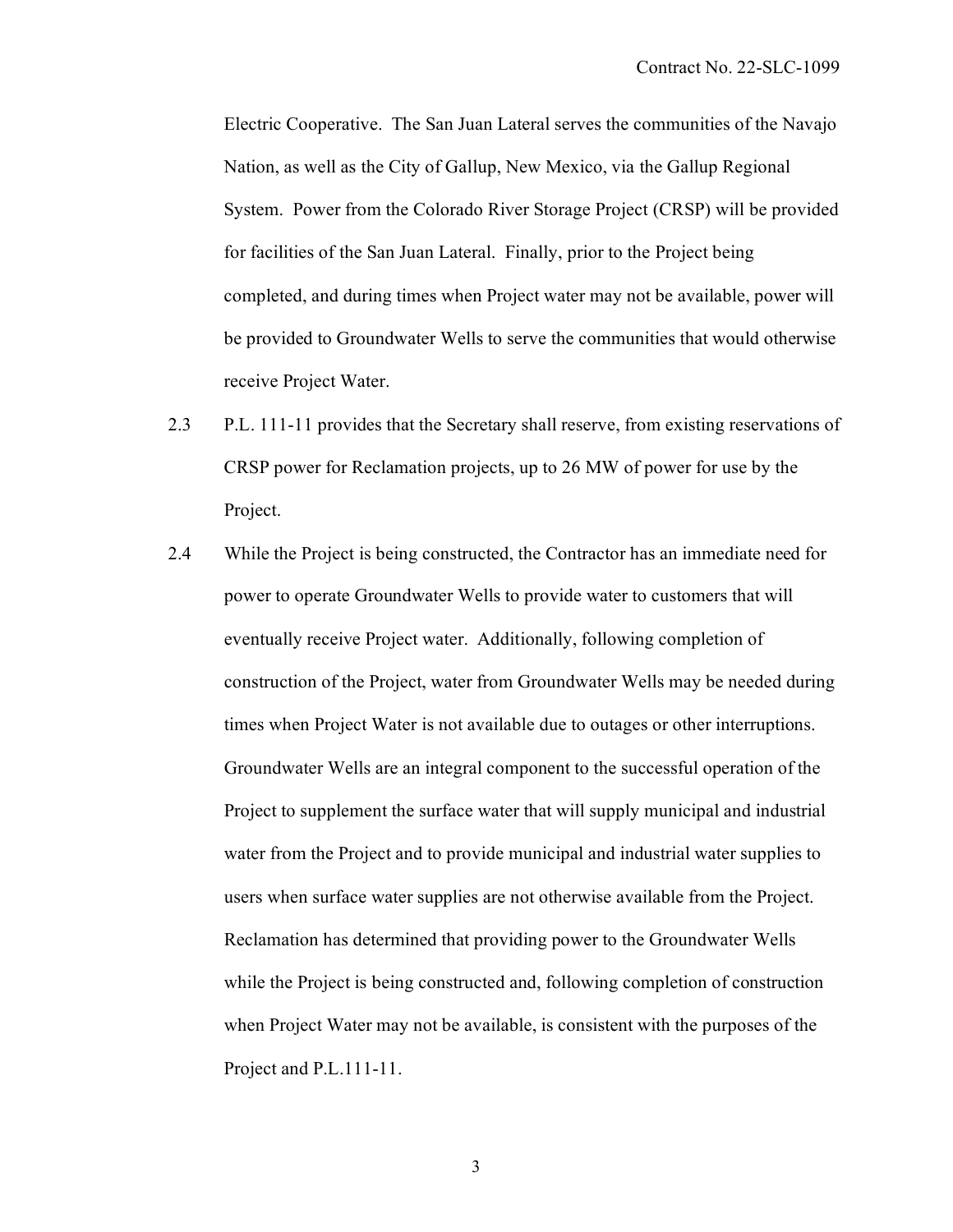Electric Cooperative. The San Juan Lateral serves the communities of the Navajo Nation, as well as the City of Gallup, New Mexico, via the Gallup Regional System. Power from the Colorado River Storage Project (CRSP) will be provided for facilities of the San Juan Lateral. Finally, prior to the Project being completed, and during times when Project water may not be available, power will be provided to Groundwater Wells to serve the communities that would otherwise receive Project Water.

2.3 P.L. 111-11 provides that the Secretary shall reserve, from existing reservations of CRSP power for Reclamation projects, up to 26 MW of power for use by the Project.

2.4 While the Project is being constructed, the Contractor has an immediate need for power to operate Groundwater Wells to provide water to customers that will eventually receive Project water. Additionally, following completion of construction of the Project, water from Groundwater Wells may be needed during times when Project Water is not available due to outages or other interruptions. Groundwater Wells are an integral component to the successful operation of the Project to supplement the surface water that will supply municipal and industrial water from the Project and to provide municipal and industrial water supplies to users when surface water supplies are not otherwise available from the Project. Reclamation has determined that providing power to the Groundwater Wells while the Project is being constructed and, following completion of construction when Project Water may not be available, is consistent with the purposes of the Project and P.L.111-11.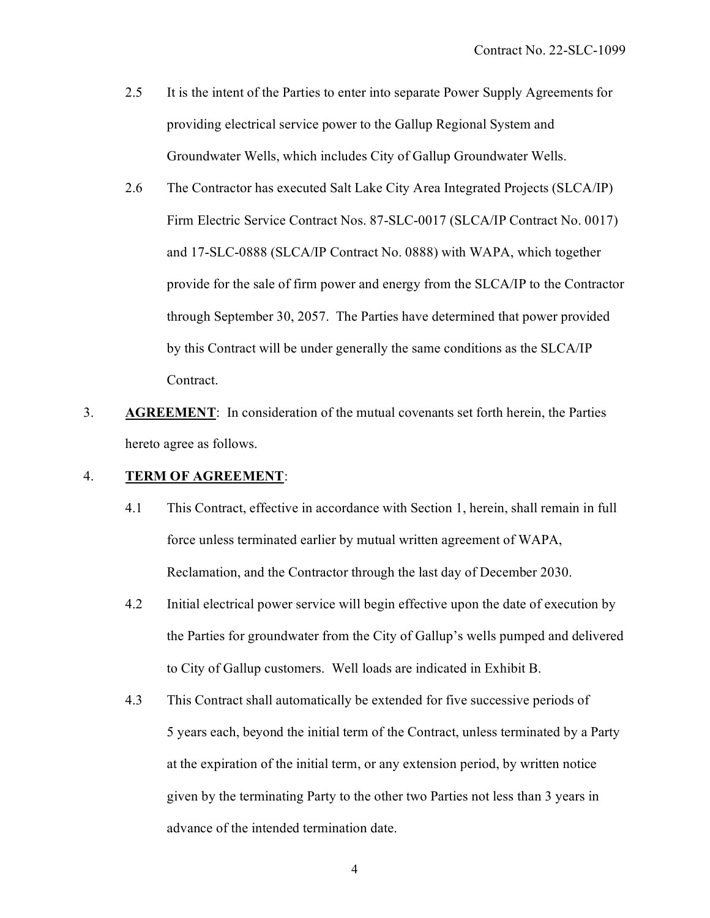2.5 It is the intent of the Parties to enter into separate Power Supply Agreements for providing electrical service power to the Gallup Regional System and Groundwater Wells, which includes City of Gallup Groundwater Wells.

2.6 The Contractor has executed Salt Lake City Area Integrated Projects (SLCA/IP) Firm Electric Service Contract Nos. 87-SLC-0017 (SLCA/IP Contract No. 0017) and 17-SLC-0888 (SLCA/IP Contract No. 0888) with WAPA, which together provide for the sale of firm power and energy from the SLCA/IP to the Contractor through September 30, 2057. The Parties have determined that power provided by this Contract will be under generally the same conditions as the SLCA/IP Contract.

3. **AGREEMENT**: In consideration of the mutual covenants set forth herein, the Parties hereto agree as follows.

4. **TERM OF AGREEMENT**:

4.1 This Contract, effective in accordance with Section 1, herein, shall remain in full force unless terminated earlier by mutual written agreement of WAPA, Reclamation, and the Contractor through the last day of December 2030.

4.2 Initial electrical power service will begin effective upon the date of execution by the Parties for groundwater from the City of Gallup's wells pumped and delivered to City of Gallup customers. Well loads are indicated in Exhibit B.

4.3 This Contract shall automatically be extended for five successive periods of 5 years each, beyond the initial term of the Contract, unless terminated by a Party at the expiration of the initial term, or any extension period, by written notice given by the terminating Party to the other two Parties not less than 3 years in advance of the intended termination date.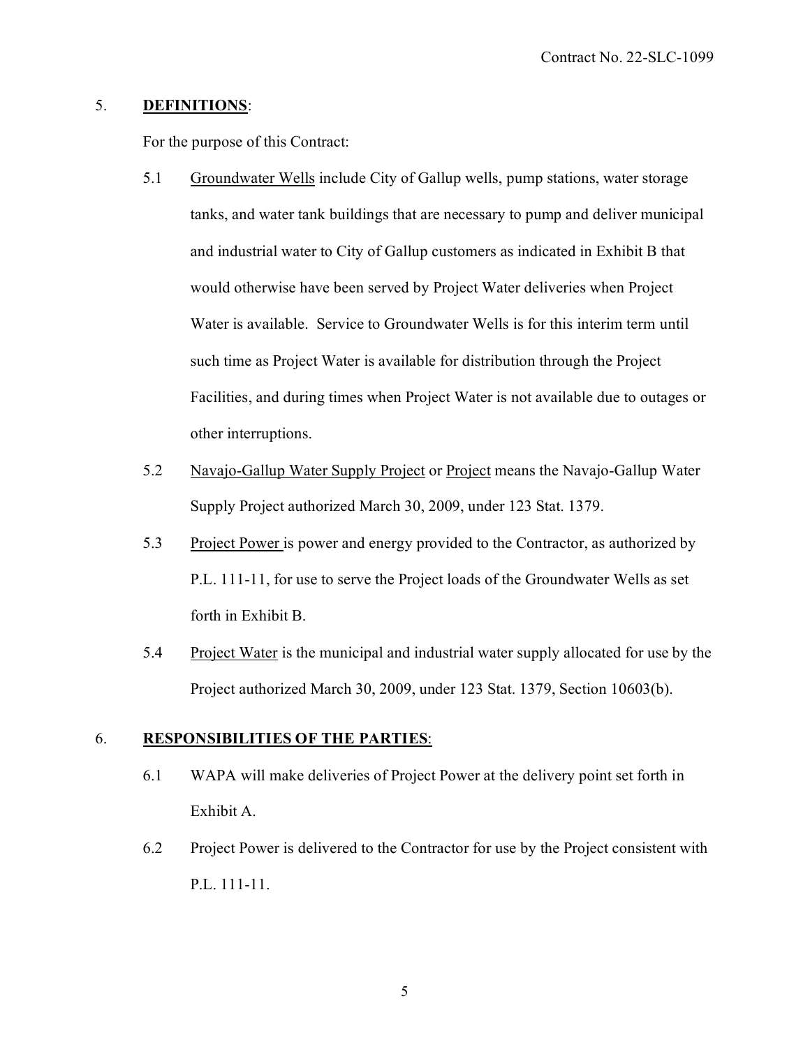5. **DEFINITIONS**:

For the purpose of this Contract:

5.1 Groundwater Wells include City of Gallup wells, pump stations, water storage tanks, and water tank buildings that are necessary to pump and deliver municipal and industrial water to City of Gallup customers as indicated in Exhibit B that would otherwise have been served by Project Water deliveries when Project Water is available. Service to Groundwater Wells is for this interim term until such time as Project Water is available for distribution through the Project Facilities, and during times when Project Water is not available due to outages or other interruptions.

5.2 Navajo-Gallup Water Supply Project or Project means the Navajo-Gallup Water Supply Project authorized March 30, 2009, under 123 Stat. 1379.

5.3 Project Power is power and energy provided to the Contractor, as authorized by P.L. 111-11, for use to serve the Project loads of the Groundwater Wells as set forth in Exhibit B.

5.4 Project Water is the municipal and industrial water supply allocated for use by the Project authorized March 30, 2009, under 123 Stat. 1379, Section 10603(b).

6. **RESPONSIBILITIES OF THE PARTIES**:

6.1 WAPA will make deliveries of Project Power at the delivery point set forth in Exhibit A.

6.2 Project Power is delivered to the Contractor for use by the Project consistent with P.L. 111-11.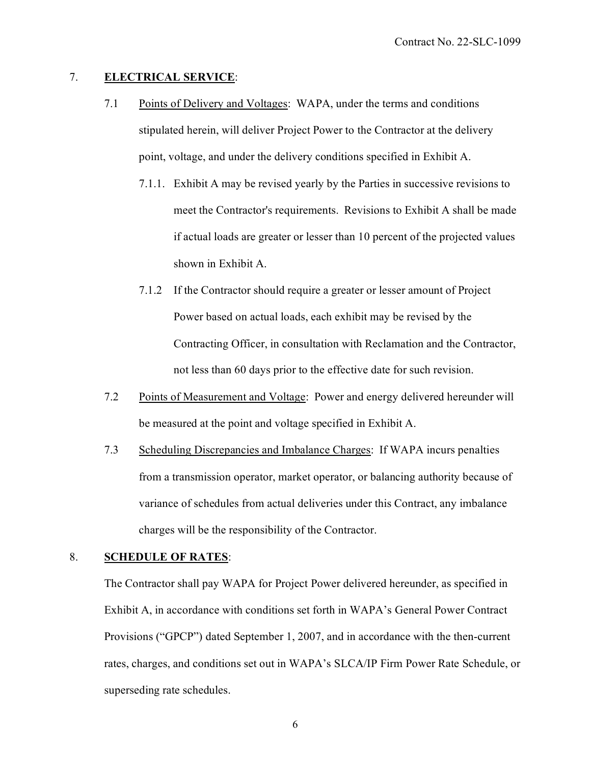7. **ELECTRICAL SERVICE**:

7.1 Points of Delivery and Voltages: WAPA, under the terms and conditions stipulated herein, will deliver Project Power to the Contractor at the delivery point, voltage, and under the delivery conditions specified in Exhibit A.

7.1.1. Exhibit A may be revised yearly by the Parties in successive revisions to meet the Contractor's requirements. Revisions to Exhibit A shall be made if actual loads are greater or lesser than 10 percent of the projected values shown in Exhibit A.

7.1.2 If the Contractor should require a greater or lesser amount of Project Power based on actual loads, each exhibit may be revised by the Contracting Officer, in consultation with Reclamation and the Contractor, not less than 60 days prior to the effective date for such revision.

7.2 Points of Measurement and Voltage: Power and energy delivered hereunder will be measured at the point and voltage specified in Exhibit A.

7.3 Scheduling Discrepancies and Imbalance Charges: If WAPA incurs penalties from a transmission operator, market operator, or balancing authority because of variance of schedules from actual deliveries under this Contract, any imbalance charges will be the responsibility of the Contractor.

8. **SCHEDULE OF RATES**:

The Contractor shall pay WAPA for Project Power delivered hereunder, as specified in Exhibit A, in accordance with conditions set forth in WAPA's General Power Contract Provisions ("GPCP") dated September 1, 2007, and in accordance with the then-current rates, charges, and conditions set out in WAPA's SLCA/IP Firm Power Rate Schedule, or superseding rate schedules.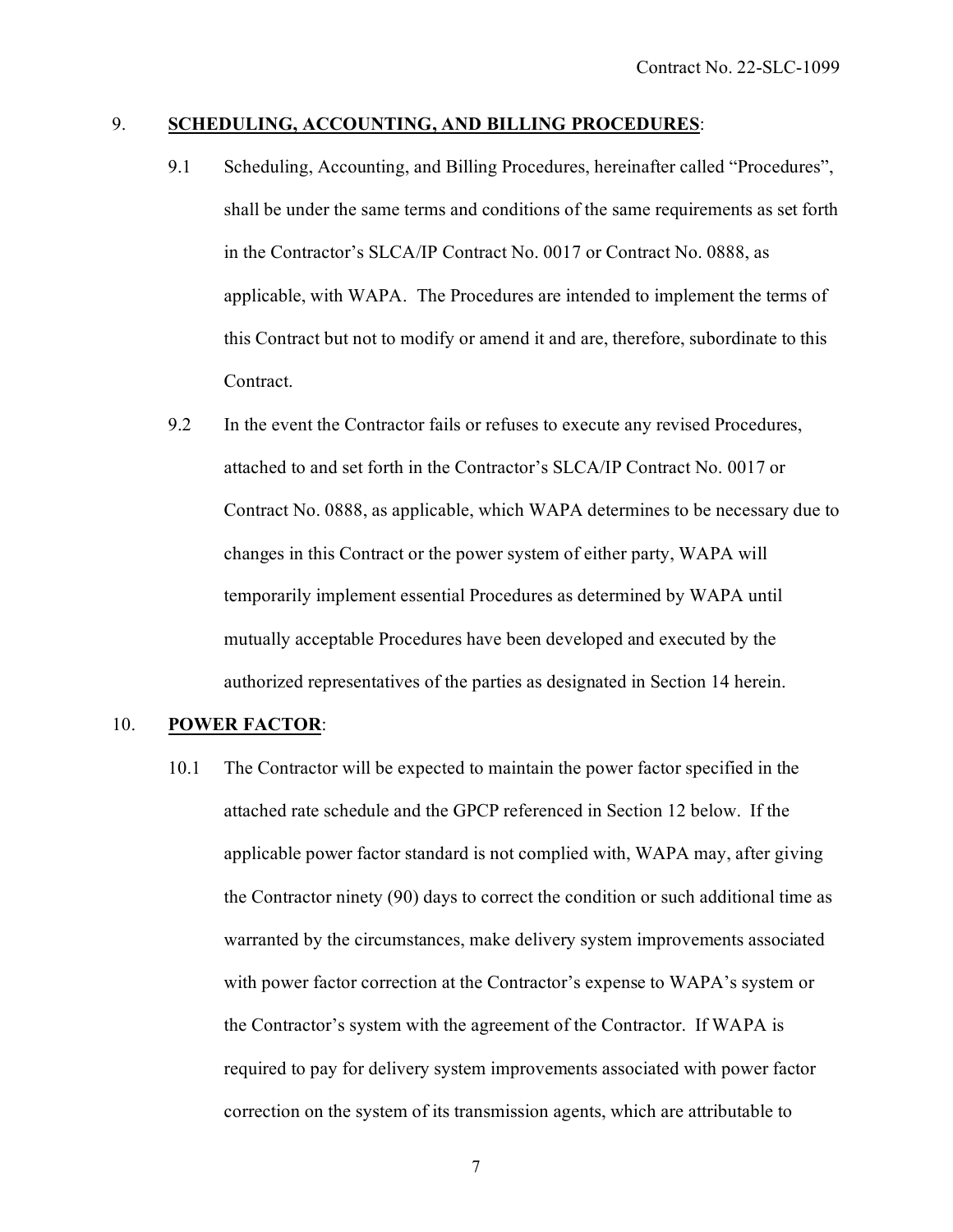9. **SCHEDULING, ACCOUNTING, AND BILLING PROCEDURES**:

9.1 Scheduling, Accounting, and Billing Procedures, hereinafter called "Procedures", shall be under the same terms and conditions of the same requirements as set forth in the Contractor's SLCA/IP Contract No. 0017 or Contract No. 0888, as applicable, with WAPA. The Procedures are intended to implement the terms of this Contract but not to modify or amend it and are, therefore, subordinate to this Contract.

9.2 In the event the Contractor fails or refuses to execute any revised Procedures, attached to and set forth in the Contractor's SLCA/IP Contract No. 0017 or Contract No. 0888, as applicable, which WAPA determines to be necessary due to changes in this Contract or the power system of either party, WAPA will temporarily implement essential Procedures as determined by WAPA until mutually acceptable Procedures have been developed and executed by the authorized representatives of the parties as designated in Section 14 herein.

10. **POWER FACTOR**:

10.1 The Contractor will be expected to maintain the power factor specified in the attached rate schedule and the GPCP referenced in Section 12 below. If the applicable power factor standard is not complied with, WAPA may, after giving the Contractor ninety (90) days to correct the condition or such additional time as warranted by the circumstances, make delivery system improvements associated with power factor correction at the Contractor's expense to WAPA's system or the Contractor's system with the agreement of the Contractor. If WAPA is required to pay for delivery system improvements associated with power factor correction on the system of its transmission agents, which are attributable to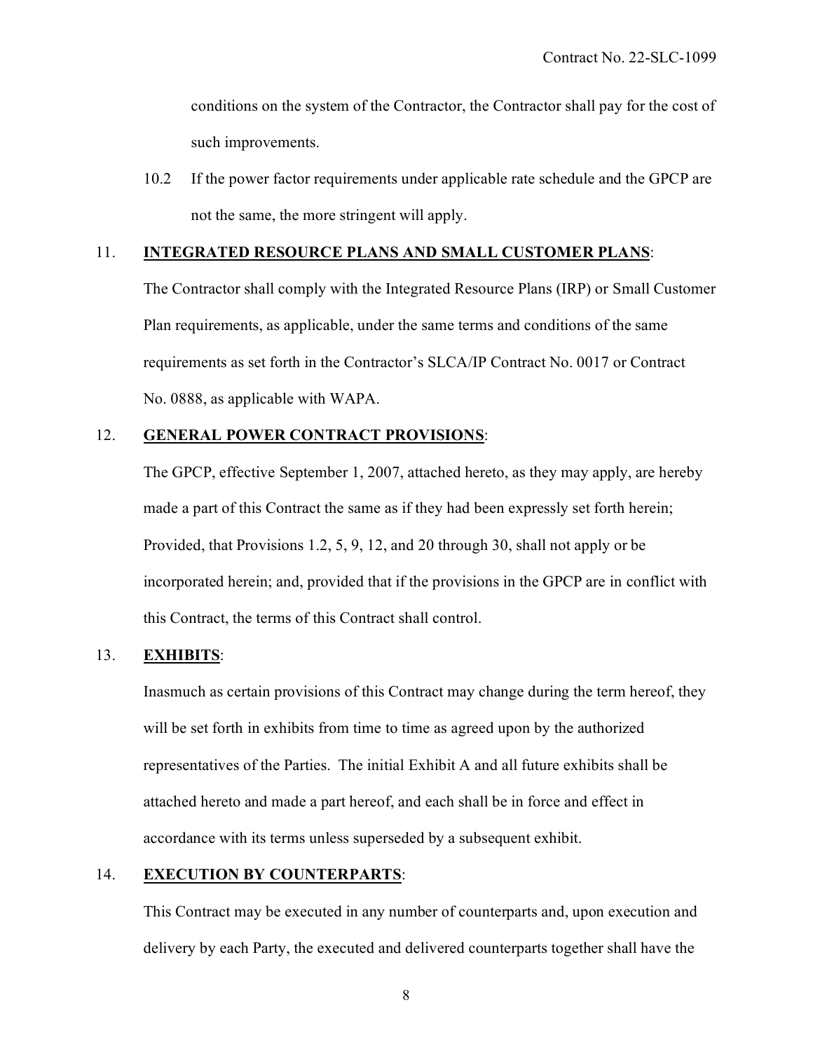conditions on the system of the Contractor, the Contractor shall pay for the cost of such improvements.

10.2 If the power factor requirements under applicable rate schedule and the GPCP are not the same, the more stringent will apply.

11. **<u>INTEGRATED RESOURCE PLANS AND SMALL CUSTOMER PLANS</u>**:

The Contractor shall comply with the Integrated Resource Plans (IRP) or Small Customer Plan requirements, as applicable, under the same terms and conditions of the same requirements as set forth in the Contractor's SLCA/IP Contract No. 0017 or Contract No. 0888, as applicable with WAPA.

12. **<u>GENERAL POWER CONTRACT PROVISIONS</u>**:

The GPCP, effective September 1, 2007, attached hereto, as they may apply, are hereby made a part of this Contract the same as if they had been expressly set forth herein; Provided, that Provisions 1.2, 5, 9, 12, and 20 through 30, shall not apply or be incorporated herein; and, provided that if the provisions in the GPCP are in conflict with this Contract, the terms of this Contract shall control.

13. **<u>EXHIBITS</u>**:

Inasmuch as certain provisions of this Contract may change during the term hereof, they will be set forth in exhibits from time to time as agreed upon by the authorized representatives of the Parties. The initial Exhibit A and all future exhibits shall be attached hereto and made a part hereof, and each shall be in force and effect in accordance with its terms unless superseded by a subsequent exhibit.

14. **<u>EXECUTION BY COUNTERPARTS</u>**:

This Contract may be executed in any number of counterparts and, upon execution and delivery by each Party, the executed and delivered counterparts together shall have the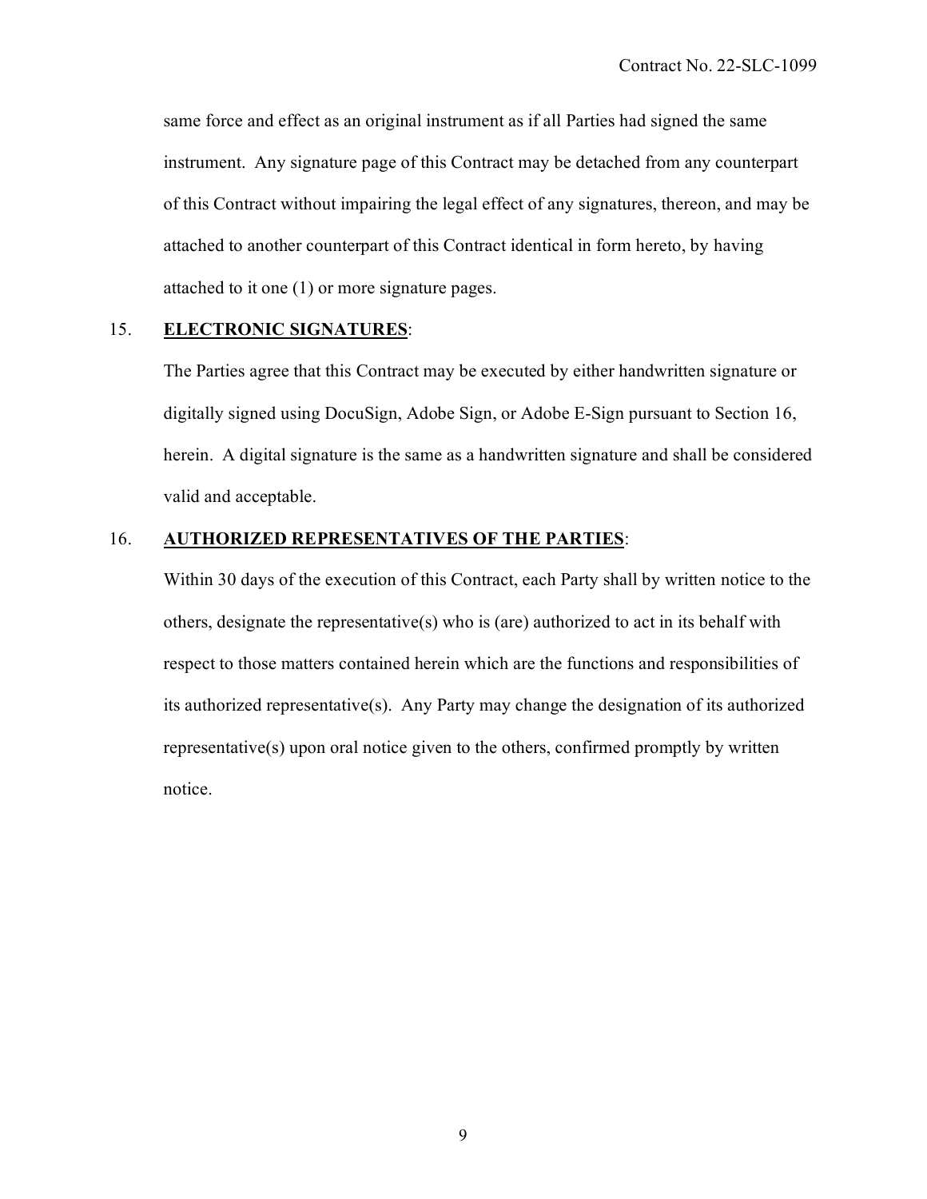same force and effect as an original instrument as if all Parties had signed the same instrument. Any signature page of this Contract may be detached from any counterpart of this Contract without impairing the legal effect of any signatures, thereon, and may be attached to another counterpart of this Contract identical in form hereto, by having attached to it one (1) or more signature pages.

15. **ELECTRONIC SIGNATURES**:

The Parties agree that this Contract may be executed by either handwritten signature or digitally signed using DocuSign, Adobe Sign, or Adobe E-Sign pursuant to Section 16, herein. A digital signature is the same as a handwritten signature and shall be considered valid and acceptable.

16. **AUTHORIZED REPRESENTATIVES OF THE PARTIES**:

Within 30 days of the execution of this Contract, each Party shall by written notice to the others, designate the representative(s) who is (are) authorized to act in its behalf with respect to those matters contained herein which are the functions and responsibilities of its authorized representative(s). Any Party may change the designation of its authorized representative(s) upon oral notice given to the others, confirmed promptly by written notice.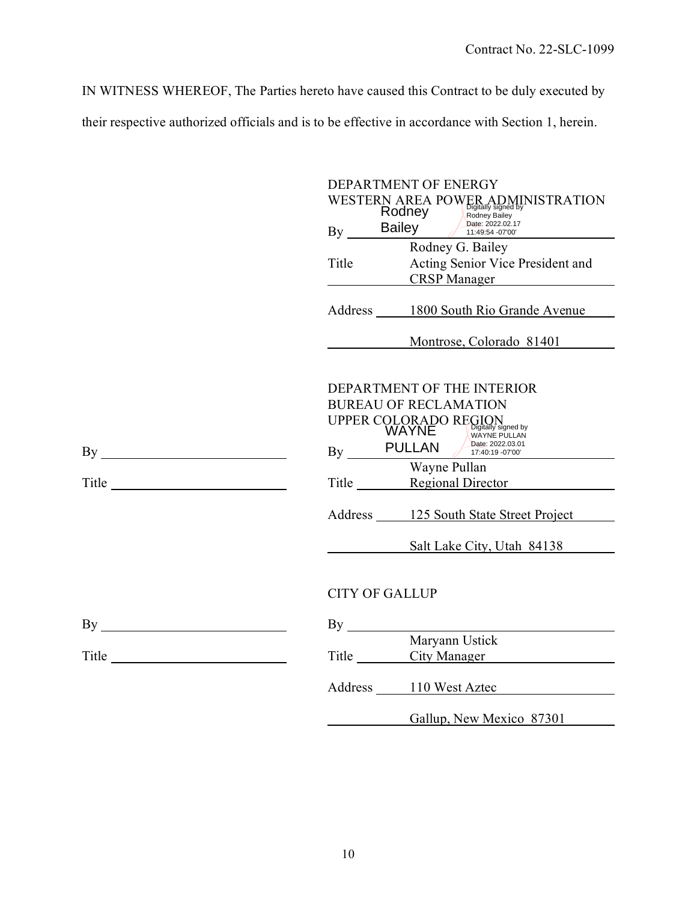Contract No. 22-SLC-1099

IN WITNESS WHEREOF, The Parties hereto have caused this Contract to be duly executed by their respective authorized officials and is to be effective in accordance with Section 1, herein.

DEPARTMENT OF ENERGY
WESTERN AREA POWER ADMINISTRATION

By Rodney Bailey (Digitally signed by Rodney Bailey Date: 2022.02.17 11:49:54 -07'00')
Rodney G. Bailey

Title Acting Senior Vice President and CRSP Manager

Address 1800 South Rio Grande Avenue
Montrose, Colorado 81401

DEPARTMENT OF THE INTERIOR
BUREAU OF RECLAMATION
UPPER COLORADO REGION

By ______________________

Title ______________________

By WAYNE PULLAN (Digitally signed by WAYNE PULLAN Date: 2022.03.01 17:40:19 -07'00')
Wayne Pullan

Title Regional Director

Address 125 South State Street Project
Salt Lake City, Utah 84138

CITY OF GALLUP

By ______________________

Title ______________________

By ______________________
Maryann Ustick

Title City Manager

Address 110 West Aztec
Gallup, New Mexico 87301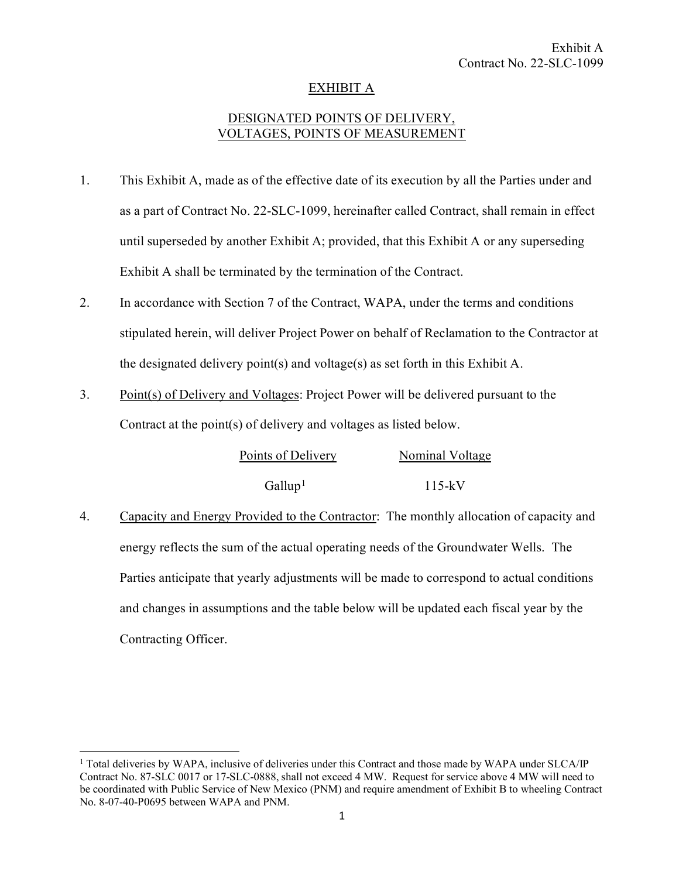# EXHIBIT A

## DESIGNATED POINTS OF DELIVERY, VOLTAGES, POINTS OF MEASUREMENT

1. This Exhibit A, made as of the effective date of its execution by all the Parties under and as a part of Contract No. 22-SLC-1099, hereinafter called Contract, shall remain in effect until superseded by another Exhibit A; provided, that this Exhibit A or any superseding Exhibit A shall be terminated by the termination of the Contract.

2. In accordance with Section 7 of the Contract, WAPA, under the terms and conditions stipulated herein, will deliver Project Power on behalf of Reclamation to the Contractor at the designated delivery point(s) and voltage(s) as set forth in this Exhibit A.

3. Point(s) of Delivery and Voltages: Project Power will be delivered pursuant to the Contract at the point(s) of delivery and voltages as listed below.

| Points of Delivery | Nominal Voltage |
|---|---|
| Gallup[1] | 115-kV |

4. Capacity and Energy Provided to the Contractor: The monthly allocation of capacity and energy reflects the sum of the actual operating needs of the Groundwater Wells. The Parties anticipate that yearly adjustments will be made to correspond to actual conditions and changes in assumptions and the table below will be updated each fiscal year by the Contracting Officer.

---

[1] Total deliveries by WAPA, inclusive of deliveries under this Contract and those made by WAPA under SLCA/IP Contract No. 87-SLC 0017 or 17-SLC-0888, shall not exceed 4 MW. Request for service above 4 MW will need to be coordinated with Public Service of New Mexico (PNM) and require amendment of Exhibit B to wheeling Contract No. 8-07-40-P0695 between WAPA and PNM.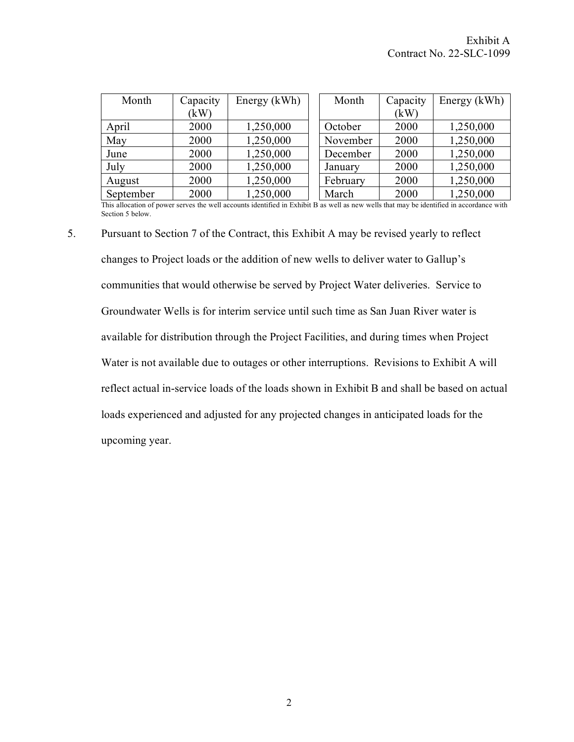| Month | Capacity (kW) | Energy (kWh) |
|---|---|---|
| April | 2000 | 1,250,000 |
| May | 2000 | 1,250,000 |
| June | 2000 | 1,250,000 |
| July | 2000 | 1,250,000 |
| August | 2000 | 1,250,000 |
| September | 2000 | 1,250,000 |

| Month | Capacity (kW) | Energy (kWh) |
|---|---|---|
| October | 2000 | 1,250,000 |
| November | 2000 | 1,250,000 |
| December | 2000 | 1,250,000 |
| January | 2000 | 1,250,000 |
| February | 2000 | 1,250,000 |
| March | 2000 | 1,250,000 |

This allocation of power serves the well accounts identified in Exhibit B as well as new wells that may be identified in accordance with Section 5 below.

5. Pursuant to Section 7 of the Contract, this Exhibit A may be revised yearly to reflect changes to Project loads or the addition of new wells to deliver water to Gallup's communities that would otherwise be served by Project Water deliveries. Service to Groundwater Wells is for interim service until such time as San Juan River water is available for distribution through the Project Facilities, and during times when Project Water is not available due to outages or other interruptions. Revisions to Exhibit A will reflect actual in-service loads of the loads shown in Exhibit B and shall be based on actual loads experienced and adjusted for any projected changes in anticipated loads for the upcoming year.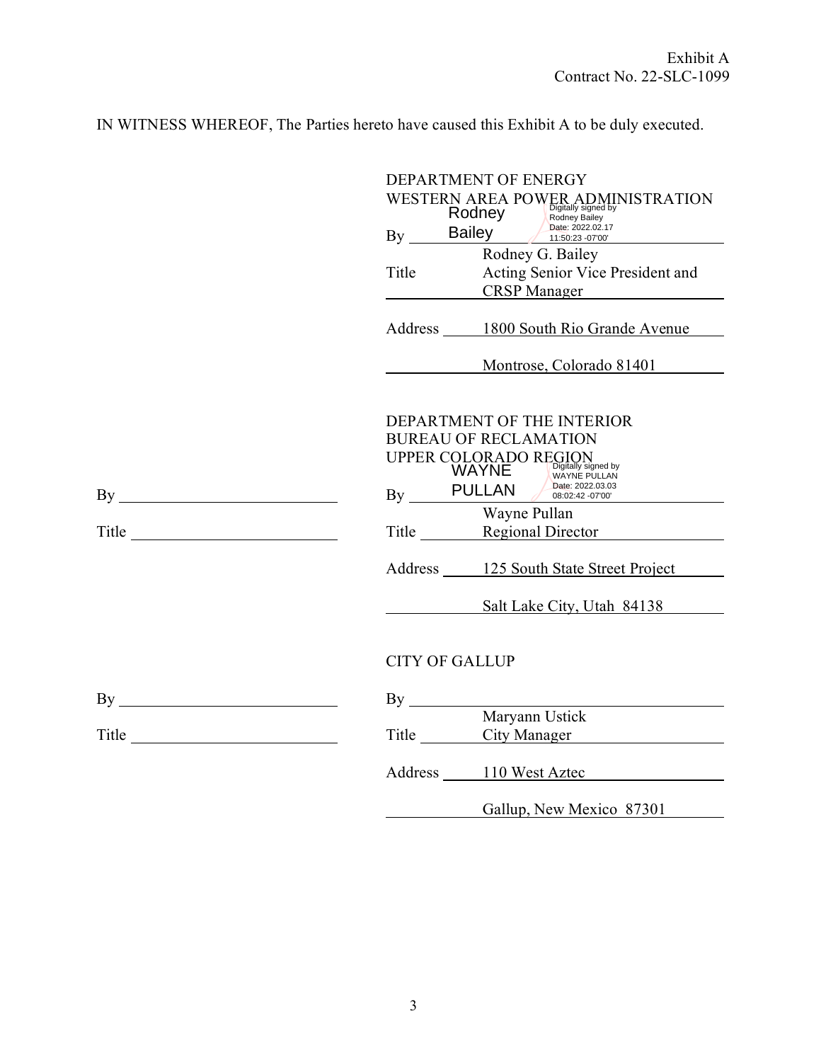Exhibit A
Contract No. 22-SLC-1099

IN WITNESS WHEREOF, The Parties hereto have caused this Exhibit A to be duly executed.

DEPARTMENT OF ENERGY
WESTERN AREA POWER ADMINISTRATION

By Rodney Bailey (Digitally signed by Rodney Bailey Date: 2022.02.17 11:50:23 -07'00')
Rodney G. Bailey
Title Acting Senior Vice President and CRSP Manager

Address 1800 South Rio Grande Avenue
Montrose, Colorado 81401

DEPARTMENT OF THE INTERIOR
BUREAU OF RECLAMATION
UPPER COLORADO REGION

By ______________________

Title ______________________

By WAYNE PULLAN (Digitally signed by WAYNE PULLAN Date: 2022.03.03 08:02:42 -07'00')
Wayne Pullan
Title Regional Director

Address 125 South State Street Project
Salt Lake City, Utah 84138

CITY OF GALLUP

By ______________________

Title ______________________

By ______________________
Maryann Ustick
Title City Manager

Address 110 West Aztec
Gallup, New Mexico 87301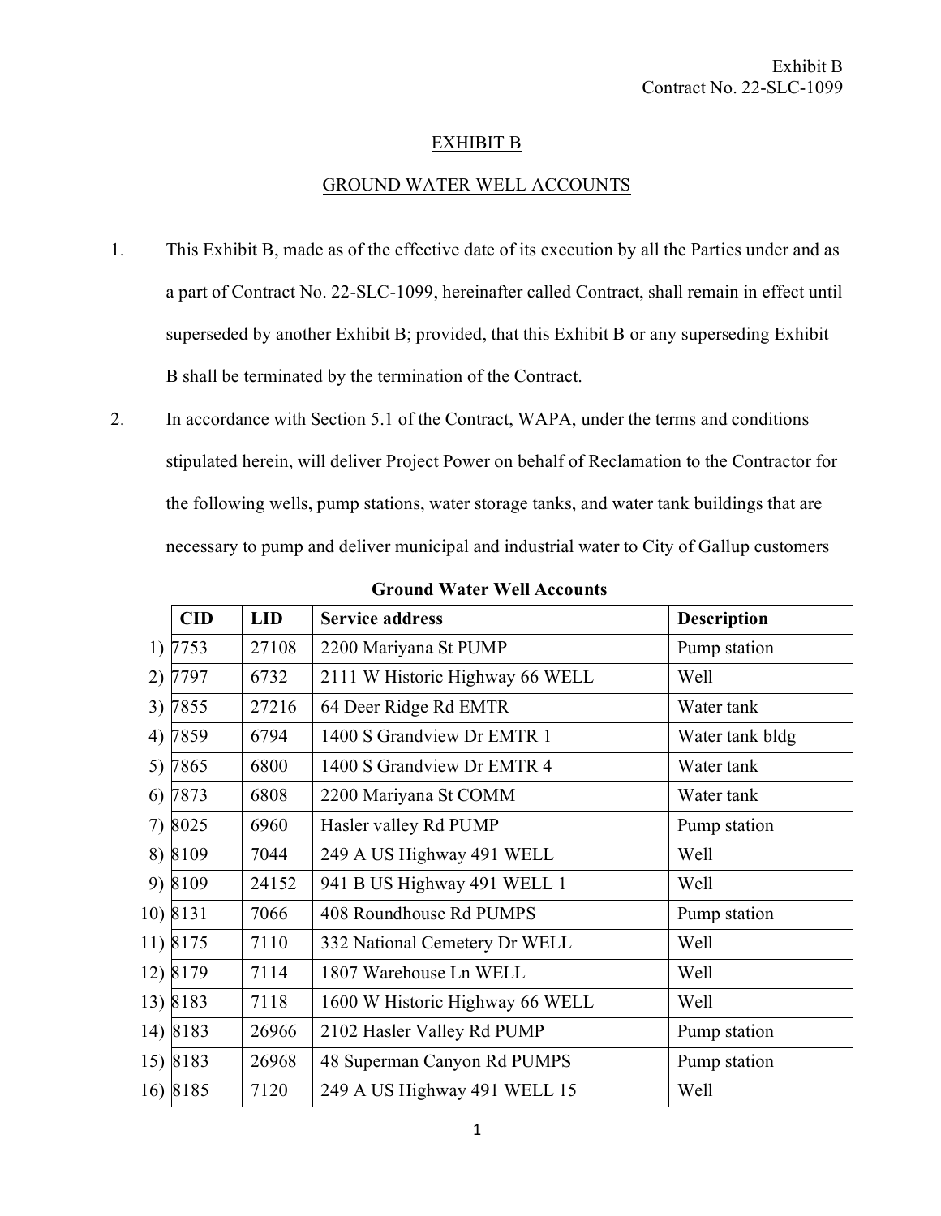Exhibit B
Contract No. 22-SLC-1099

# EXHIBIT B

## GROUND WATER WELL ACCOUNTS

1. This Exhibit B, made as of the effective date of its execution by all the Parties under and as a part of Contract No. 22-SLC-1099, hereinafter called Contract, shall remain in effect until superseded by another Exhibit B; provided, that this Exhibit B or any superseding Exhibit B shall be terminated by the termination of the Contract.

2. In accordance with Section 5.1 of the Contract, WAPA, under the terms and conditions stipulated herein, will deliver Project Power on behalf of Reclamation to the Contractor for the following wells, pump stations, water storage tanks, and water tank buildings that are necessary to pump and deliver municipal and industrial water to City of Gallup customers

**Ground Water Well Accounts**

| | CID | LID | Service address | Description |
|---|---|---|---|---|
| 1) | 7753 | 27108 | 2200 Mariyana St PUMP | Pump station |
| 2) | 7797 | 6732 | 2111 W Historic Highway 66 WELL | Well |
| 3) | 7855 | 27216 | 64 Deer Ridge Rd EMTR | Water tank |
| 4) | 7859 | 6794 | 1400 S Grandview Dr EMTR 1 | Water tank bldg |
| 5) | 7865 | 6800 | 1400 S Grandview Dr EMTR 4 | Water tank |
| 6) | 7873 | 6808 | 2200 Mariyana St COMM | Water tank |
| 7) | 8025 | 6960 | Hasler valley Rd PUMP | Pump station |
| 8) | 8109 | 7044 | 249 A US Highway 491 WELL | Well |
| 9) | 8109 | 24152 | 941 B US Highway 491 WELL 1 | Well |
| 10) | 8131 | 7066 | 408 Roundhouse Rd PUMPS | Pump station |
| 11) | 8175 | 7110 | 332 National Cemetery Dr WELL | Well |
| 12) | 8179 | 7114 | 1807 Warehouse Ln WELL | Well |
| 13) | 8183 | 7118 | 1600 W Historic Highway 66 WELL | Well |
| 14) | 8183 | 26966 | 2102 Hasler Valley Rd PUMP | Pump station |
| 15) | 8183 | 26968 | 48 Superman Canyon Rd PUMPS | Pump station |
| 16) | 8185 | 7120 | 249 A US Highway 491 WELL 15 | Well |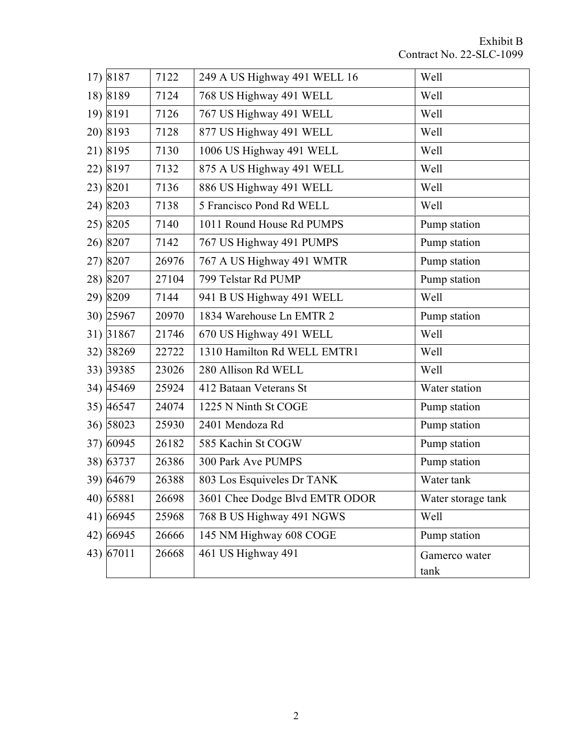Exhibit B
Contract No. 22-SLC-1099

| | | | | |
|---|---|---|---|---|
| 17) | 8187 | 7122 | 249 A US Highway 491 WELL 16 | Well |
| 18) | 8189 | 7124 | 768 US Highway 491 WELL | Well |
| 19) | 8191 | 7126 | 767 US Highway 491 WELL | Well |
| 20) | 8193 | 7128 | 877 US Highway 491 WELL | Well |
| 21) | 8195 | 7130 | 1006 US Highway 491 WELL | Well |
| 22) | 8197 | 7132 | 875 A US Highway 491 WELL | Well |
| 23) | 8201 | 7136 | 886 US Highway 491 WELL | Well |
| 24) | 8203 | 7138 | 5 Francisco Pond Rd WELL | Well |
| 25) | 8205 | 7140 | 1011 Round House Rd PUMPS | Pump station |
| 26) | 8207 | 7142 | 767 US Highway 491 PUMPS | Pump station |
| 27) | 8207 | 26976 | 767 A US Highway 491 WMTR | Pump station |
| 28) | 8207 | 27104 | 799 Telstar Rd PUMP | Pump station |
| 29) | 8209 | 7144 | 941 B US Highway 491 WELL | Well |
| 30) | 25967 | 20970 | 1834 Warehouse Ln EMTR 2 | Pump station |
| 31) | 31867 | 21746 | 670 US Highway 491 WELL | Well |
| 32) | 38269 | 22722 | 1310 Hamilton Rd WELL EMTR1 | Well |
| 33) | 39385 | 23026 | 280 Allison Rd WELL | Well |
| 34) | 45469 | 25924 | 412 Bataan Veterans St | Water station |
| 35) | 46547 | 24074 | 1225 N Ninth St COGE | Pump station |
| 36) | 58023 | 25930 | 2401 Mendoza Rd | Pump station |
| 37) | 60945 | 26182 | 585 Kachin St COGW | Pump station |
| 38) | 63737 | 26386 | 300 Park Ave PUMPS | Pump station |
| 39) | 64679 | 26388 | 803 Los Esquiveles Dr TANK | Water tank |
| 40) | 65881 | 26698 | 3601 Chee Dodge Blvd EMTR ODOR | Water storage tank |
| 41) | 66945 | 25968 | 768 B US Highway 491 NGWS | Well |
| 42) | 66945 | 26666 | 145 NM Highway 608 COGE | Pump station |
| 43) | 67011 | 26668 | 461 US Highway 491 | Gamerco water tank |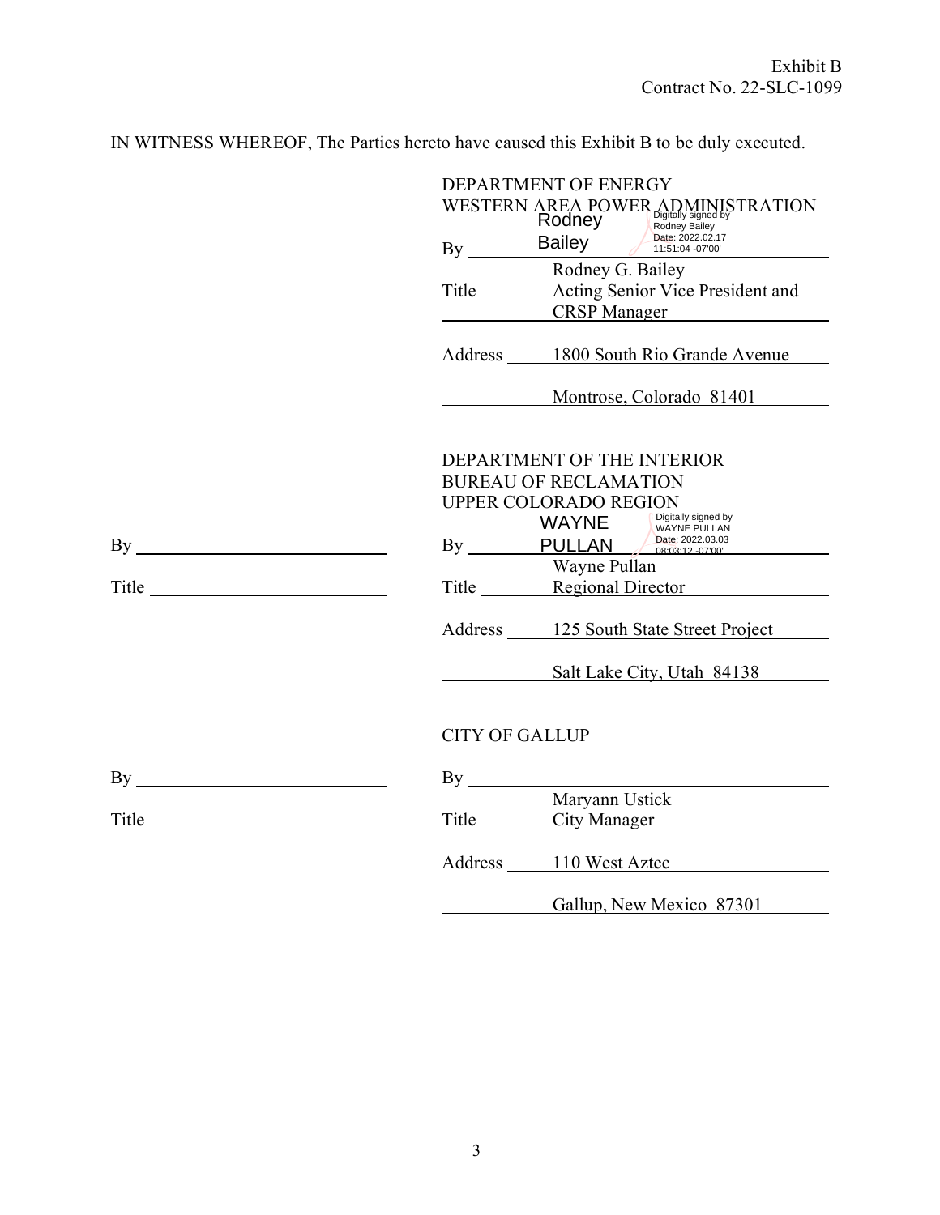Exhibit B
Contract No. 22-SLC-1099

IN WITNESS WHEREOF, The Parties hereto have caused this Exhibit B to be duly executed.

DEPARTMENT OF ENERGY
WESTERN AREA POWER ADMINISTRATION

By Rodney Bailey (Digitally signed by Rodney Bailey Date: 2022.02.17 11:51:04 -07'00')
Rodney G. Bailey
Title Acting Senior Vice President and CRSP Manager

Address 1800 South Rio Grande Avenue
Montrose, Colorado 81401

DEPARTMENT OF THE INTERIOR
BUREAU OF RECLAMATION
UPPER COLORADO REGION

By ____________________
Title ____________________

By WAYNE PULLAN (Digitally signed by WAYNE PULLAN Date: 2022.03.03 08:03:12 -07'00')
Wayne Pullan
Title Regional Director

Address 125 South State Street Project
Salt Lake City, Utah 84138

CITY OF GALLUP

By ____________________
Title ____________________

By ____________________
Maryann Ustick
Title City Manager

Address 110 West Aztec
Gallup, New Mexico 87301